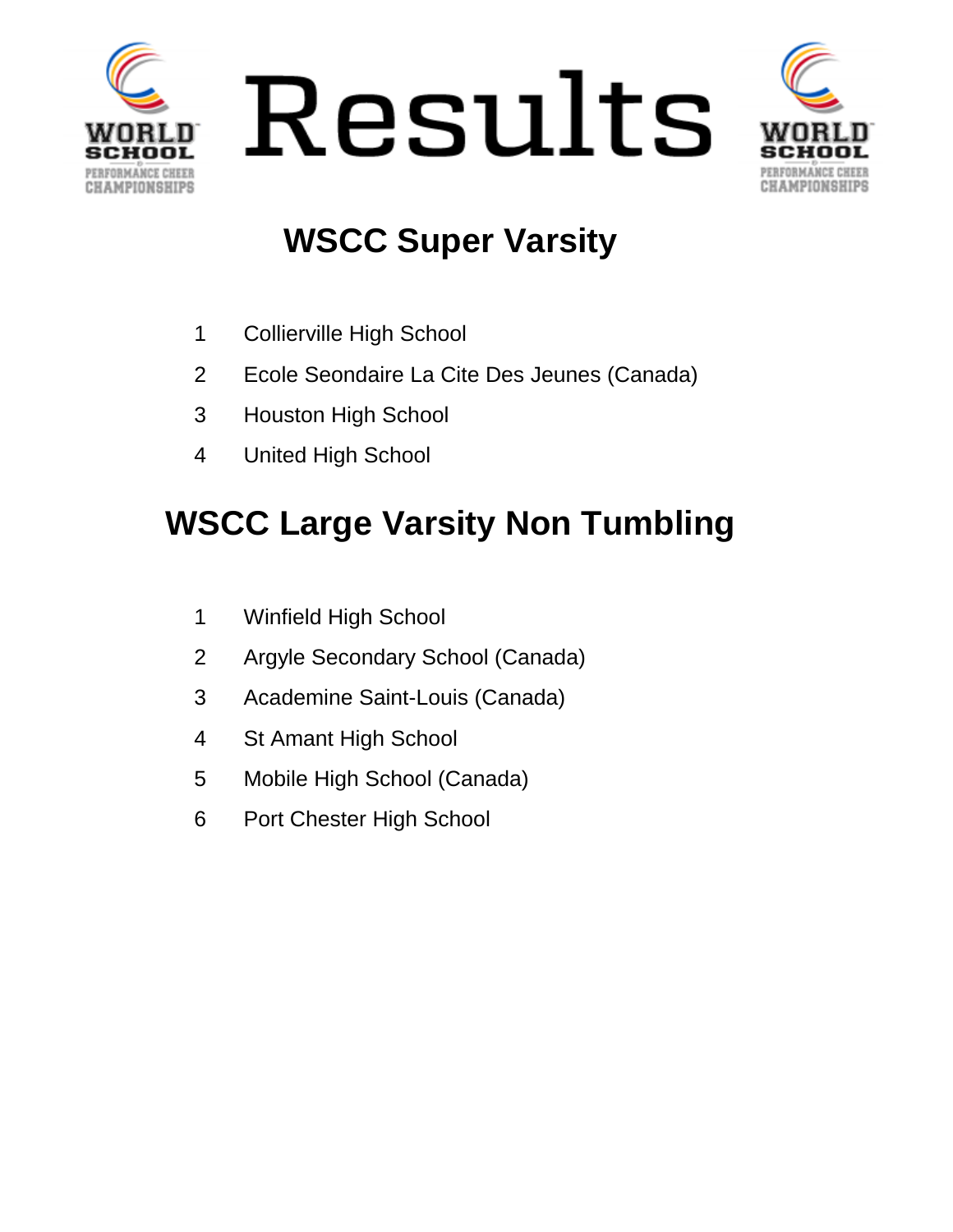# Results

## WSCC Super Varsity

1. Collierville High School
2. Ecole Seondaire La Cite Des Jeunes (Canada)
3. Houston High School
4. United High School

## WSCC Large Varsity Non Tumbling

1. Winfield High School
2. Argyle Secondary School (Canada)
3. Academine Saint-Louis (Canada)
4. St Amant High School
5. Mobile High School (Canada)
6. Port Chester High School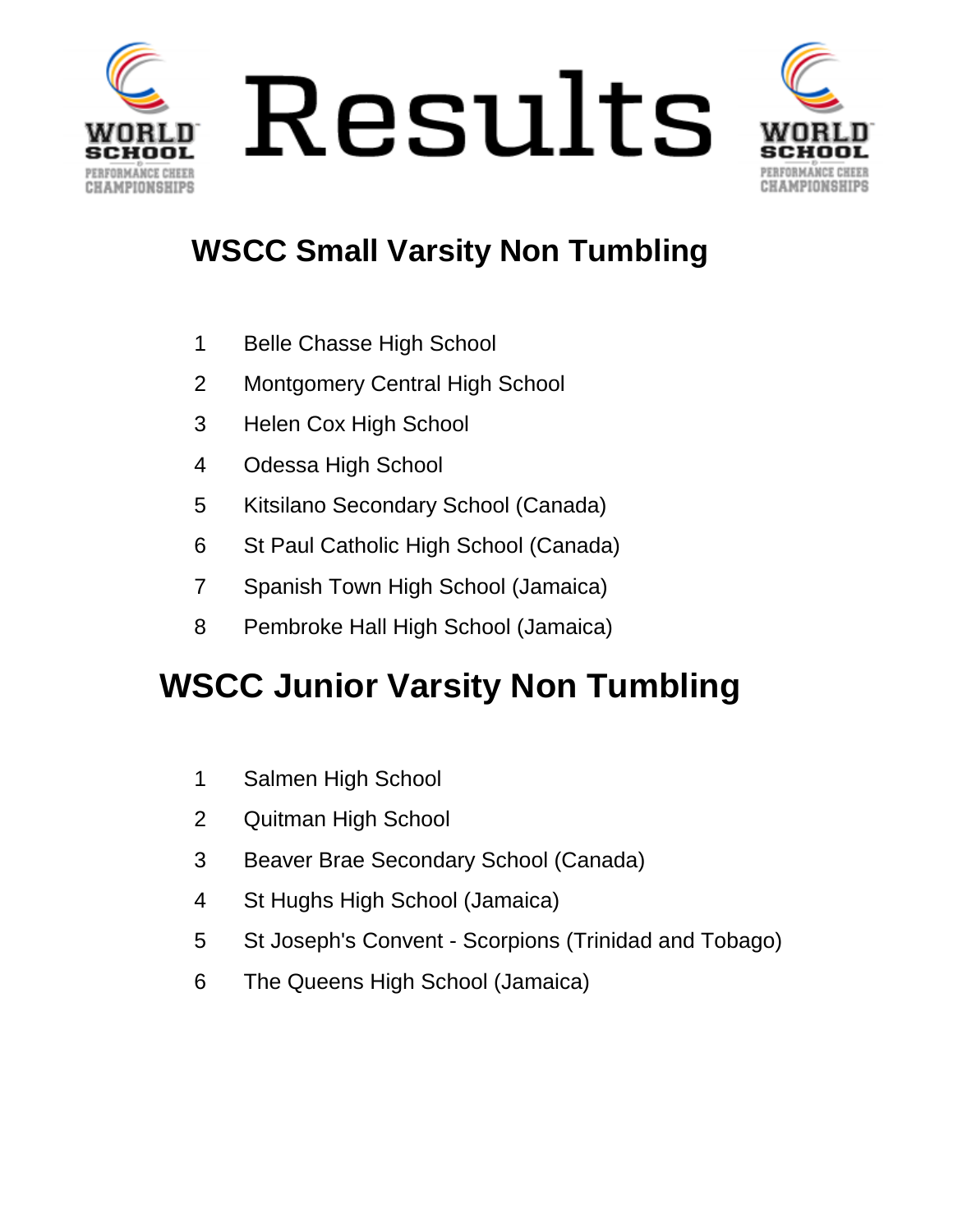# Results

## WSCC Small Varsity Non Tumbling

1 Belle Chasse High School
2 Montgomery Central High School
3 Helen Cox High School
4 Odessa High School
5 Kitsilano Secondary School (Canada)
6 St Paul Catholic High School (Canada)
7 Spanish Town High School (Jamaica)
8 Pembroke Hall High School (Jamaica)

## WSCC Junior Varsity Non Tumbling

1 Salmen High School
2 Quitman High School
3 Beaver Brae Secondary School (Canada)
4 St Hughs High School (Jamaica)
5 St Joseph's Convent - Scorpions (Trinidad and Tobago)
6 The Queens High School (Jamaica)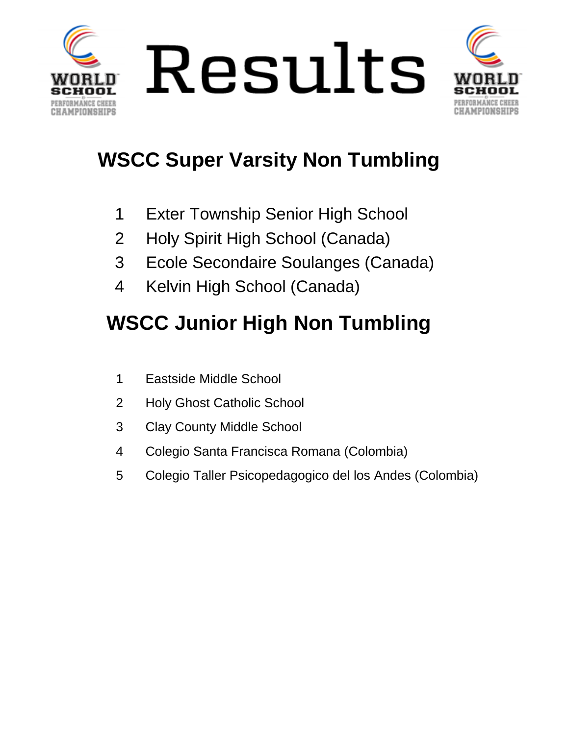# Results

## WSCC Super Varsity Non Tumbling

1. Exter Township Senior High School
2. Holy Spirit High School (Canada)
3. Ecole Secondaire Soulanges (Canada)
4. Kelvin High School (Canada)

## WSCC Junior High Non Tumbling

1. Eastside Middle School
2. Holy Ghost Catholic School
3. Clay County Middle School
4. Colegio Santa Francisca Romana (Colombia)
5. Colegio Taller Psicopedagogico del los Andes (Colombia)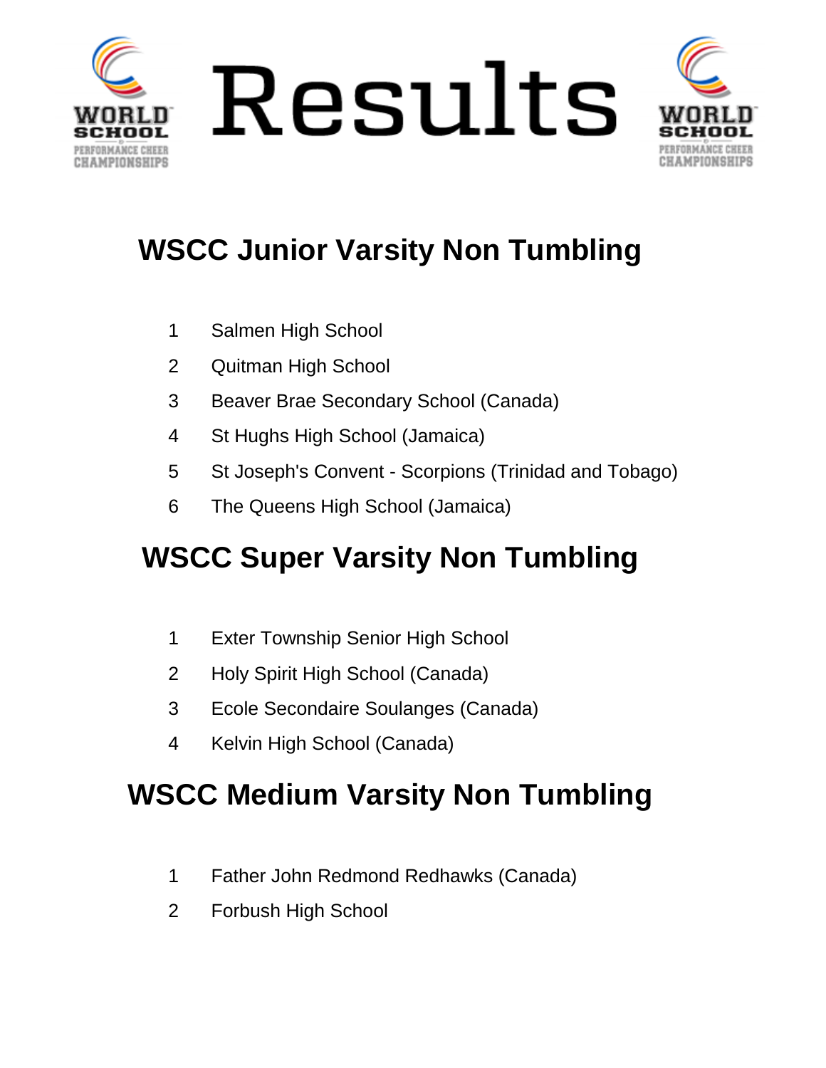# Results

## WSCC Junior Varsity Non Tumbling

1. Salmen High School
2. Quitman High School
3. Beaver Brae Secondary School (Canada)
4. St Hughs High School (Jamaica)
5. St Joseph's Convent - Scorpions (Trinidad and Tobago)
6. The Queens High School (Jamaica)

## WSCC Super Varsity Non Tumbling

1. Exter Township Senior High School
2. Holy Spirit High School (Canada)
3. Ecole Secondaire Soulanges (Canada)
4. Kelvin High School (Canada)

## WSCC Medium Varsity Non Tumbling

1. Father John Redmond Redhawks (Canada)
2. Forbush High School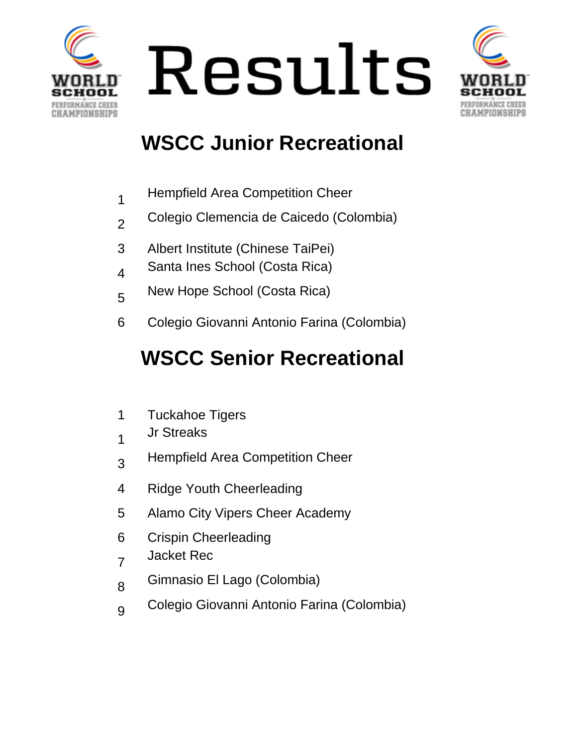# Results

## WSCC Junior Recreational

| Place | Team |
| --- | --- |
| 1 | Hempfield Area Competition Cheer |
| 2 | Colegio Clemencia de Caicedo (Colombia) |
| 3 | Albert Institute (Chinese TaiPei) |
| 4 | Santa Ines School (Costa Rica) |
| 5 | New Hope School (Costa Rica) |
| 6 | Colegio Giovanni Antonio Farina (Colombia) |

## WSCC Senior Recreational

| Place | Team |
| --- | --- |
| 1 | Tuckahoe Tigers |
| 1 | Jr Streaks |
| 3 | Hempfield Area Competition Cheer |
| 4 | Ridge Youth Cheerleading |
| 5 | Alamo City Vipers Cheer Academy |
| 6 | Crispin Cheerleading |
| 7 | Jacket Rec |
| 8 | Gimnasio El Lago (Colombia) |
| 9 | Colegio Giovanni Antonio Farina (Colombia) |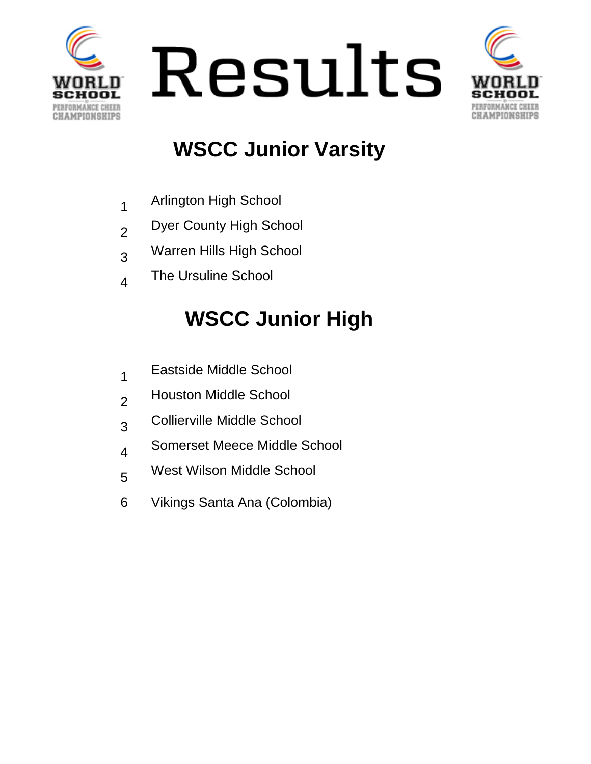# Results

## WSCC Junior Varsity

1. Arlington High School
2. Dyer County High School
3. Warren Hills High School
4. The Ursuline School

## WSCC Junior High

1. Eastside Middle School
2. Houston Middle School
3. Collierville Middle School
4. Somerset Meece Middle School
5. West Wilson Middle School
6. Vikings Santa Ana (Colombia)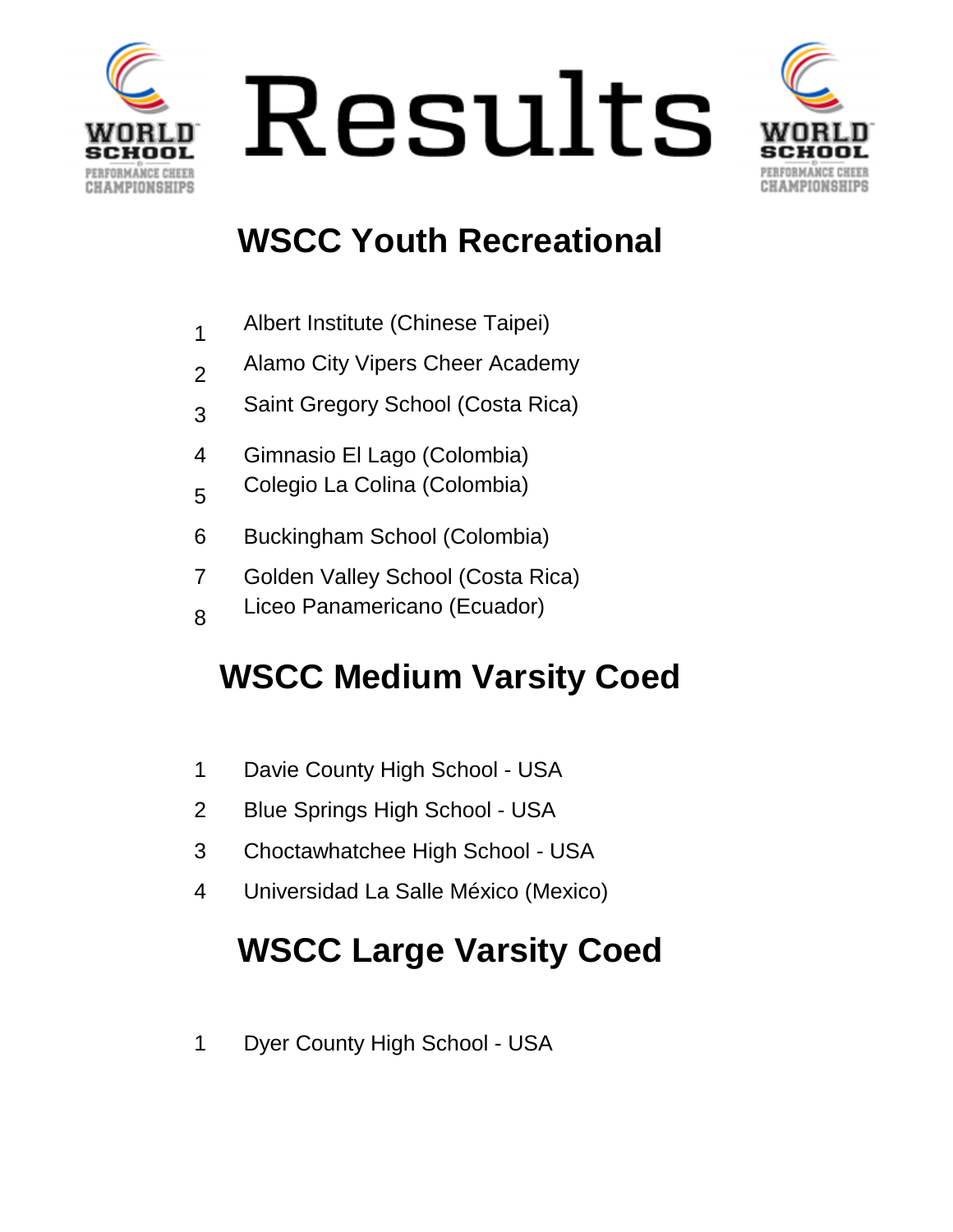# Results

## WSCC Youth Recreational

1. Albert Institute (Chinese Taipei)
2. Alamo City Vipers Cheer Academy
3. Saint Gregory School (Costa Rica)
4. Gimnasio El Lago (Colombia)
5. Colegio La Colina (Colombia)
6. Buckingham School (Colombia)
7. Golden Valley School (Costa Rica)
8. Liceo Panamericano (Ecuador)

## WSCC Medium Varsity Coed

1. Davie County High School - USA
2. Blue Springs High School - USA
3. Choctawhatchee High School - USA
4. Universidad La Salle México (Mexico)

## WSCC Large Varsity Coed

1. Dyer County High School - USA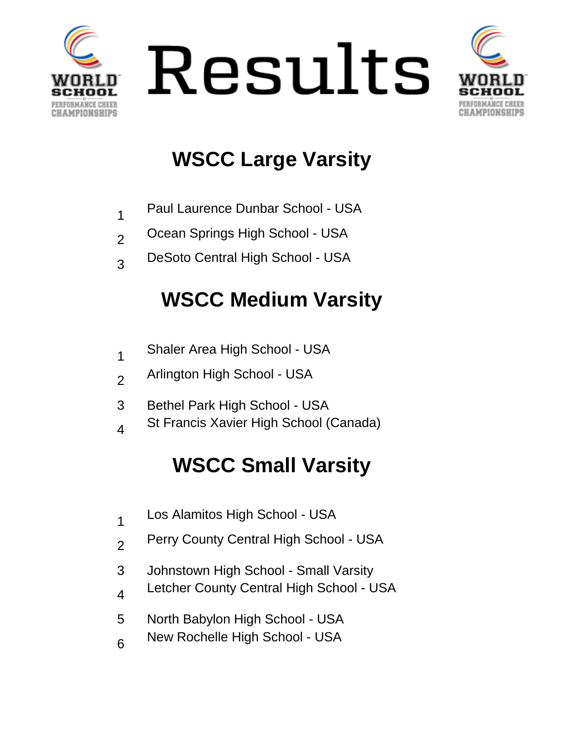# Results

## WSCC Large Varsity

1. Paul Laurence Dunbar School - USA
2. Ocean Springs High School - USA
3. DeSoto Central High School - USA

## WSCC Medium Varsity

1. Shaler Area High School - USA
2. Arlington High School - USA
3. Bethel Park High School - USA
4. St Francis Xavier High School (Canada)

## WSCC Small Varsity

1. Los Alamitos High School - USA
2. Perry County Central High School - USA
3. Johnstown High School - Small Varsity
4. Letcher County Central High School - USA
5. North Babylon High School - USA
6. New Rochelle High School - USA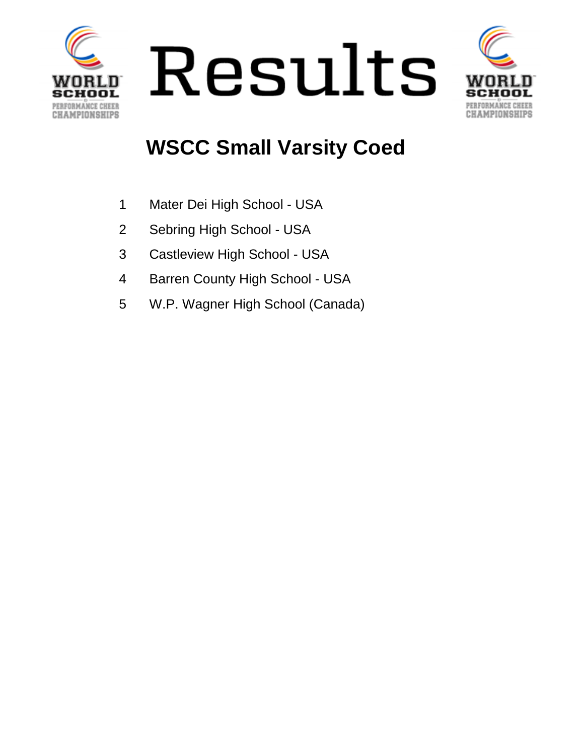# Results

## WSCC Small Varsity Coed

1. Mater Dei High School - USA
2. Sebring High School - USA
3. Castleview High School - USA
4. Barren County High School - USA
5. W.P. Wagner High School (Canada)